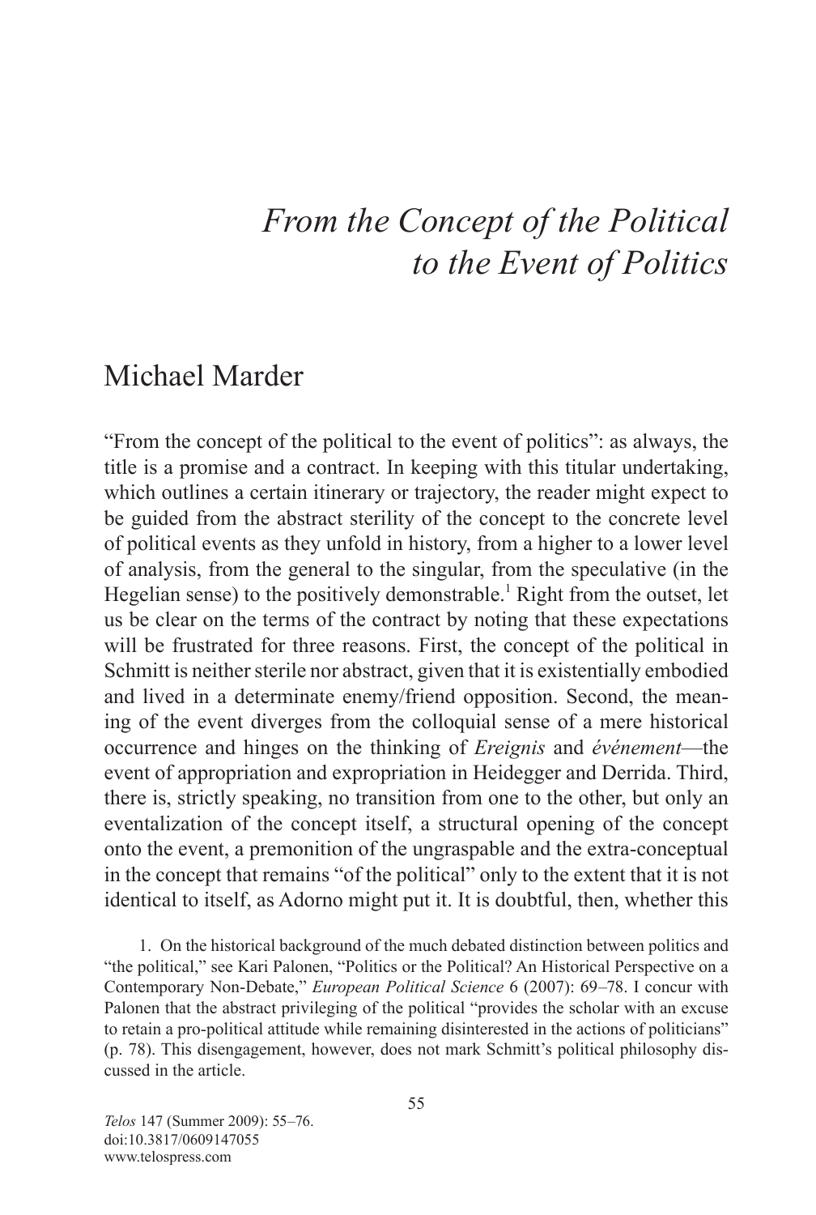# *From the Concept of the Political to the Event of Politics*

## Michael Marder

"From the concept of the political to the event of politics": as always, the title is a promise and a contract. In keeping with this titular undertaking, which outlines a certain itinerary or trajectory, the reader might expect to be guided from the abstract sterility of the concept to the concrete level of political events as they unfold in history, from a higher to a lower level of analysis, from the general to the singular, from the speculative (in the Hegelian sense) to the positively demonstrable.[1] Right from the outset, let us be clear on the terms of the contract by noting that these expectations will be frustrated for three reasons. First, the concept of the political in Schmitt is neither sterile nor abstract, given that it is existentially embodied and lived in a determinate enemy/friend opposition. Second, the meaning of the event diverges from the colloquial sense of a mere historical occurrence and hinges on the thinking of *Ereignis* and *événement*—the event of appropriation and expropriation in Heidegger and Derrida. Third, there is, strictly speaking, no transition from one to the other, but only an eventalization of the concept itself, a structural opening of the concept onto the event, a premonition of the ungraspable and the extra-conceptual in the concept that remains "of the political" only to the extent that it is not identical to itself, as Adorno might put it. It is doubtful, then, whether this

1. On the historical background of the much debated distinction between politics and "the political," see Kari Palonen, "Politics or the Political? An Historical Perspective on a Contemporary Non-Debate," *European Political Science* 6 (2007): 69–78. I concur with Palonen that the abstract privileging of the political "provides the scholar with an excuse to retain a pro-political attitude while remaining disinterested in the actions of politicians" (p. 78). This disengagement, however, does not mark Schmitt's political philosophy discussed in the article.

*Telos* 147 (Summer 2009): 55–76.
doi:10.3817/0609147055
www.telospress.com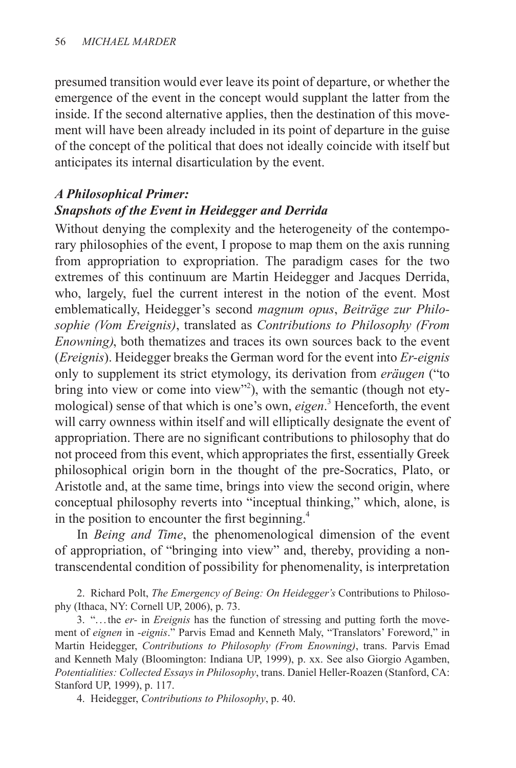presumed transition would ever leave its point of departure, or whether the emergence of the event in the concept would supplant the latter from the inside. If the second alternative applies, then the destination of this movement will have been already included in its point of departure in the guise of the concept of the political that does not ideally coincide with itself but anticipates its internal disarticulation by the event.

### *A Philosophical Primer: Snapshots of the Event in Heidegger and Derrida*

Without denying the complexity and the heterogeneity of the contemporary philosophies of the event, I propose to map them on the axis running from appropriation to expropriation. The paradigm cases for the two extremes of this continuum are Martin Heidegger and Jacques Derrida, who, largely, fuel the current interest in the notion of the event. Most emblematically, Heidegger's second *magnum opus*, *Beiträge zur Philosophie (Vom Ereignis)*, translated as *Contributions to Philosophy (From Enowning)*, both thematizes and traces its own sources back to the event (*Ereignis*). Heidegger breaks the German word for the event into *Er-eignis* only to supplement its strict etymology, its derivation from *eräugen* ("to bring into view or come into view"[2]), with the semantic (though not etymological) sense of that which is one's own, *eigen*.[3] Henceforth, the event will carry ownness within itself and will elliptically designate the event of appropriation. There are no significant contributions to philosophy that do not proceed from this event, which appropriates the first, essentially Greek philosophical origin born in the thought of the pre-Socratics, Plato, or Aristotle and, at the same time, brings into view the second origin, where conceptual philosophy reverts into "inceptual thinking," which, alone, is in the position to encounter the first beginning.[4]

In *Being and Time*, the phenomenological dimension of the event of appropriation, of "bringing into view" and, thereby, providing a non-transcendental condition of possibility for phenomenality, is interpretation

2. Richard Polt, *The Emergency of Being: On Heidegger's* Contributions to Philosophy (Ithaca, NY: Cornell UP, 2006), p. 73.

3. "…the *er-* in *Ereignis* has the function of stressing and putting forth the movement of *eignen* in *-eignis*." Parvis Emad and Kenneth Maly, "Translators' Foreword," in Martin Heidegger, *Contributions to Philosophy (From Enowning)*, trans. Parvis Emad and Kenneth Maly (Bloomington: Indiana UP, 1999), p. xx. See also Giorgio Agamben, *Potentialities: Collected Essays in Philosophy*, trans. Daniel Heller-Roazen (Stanford, CA: Stanford UP, 1999), p. 117.

4. Heidegger, *Contributions to Philosophy*, p. 40.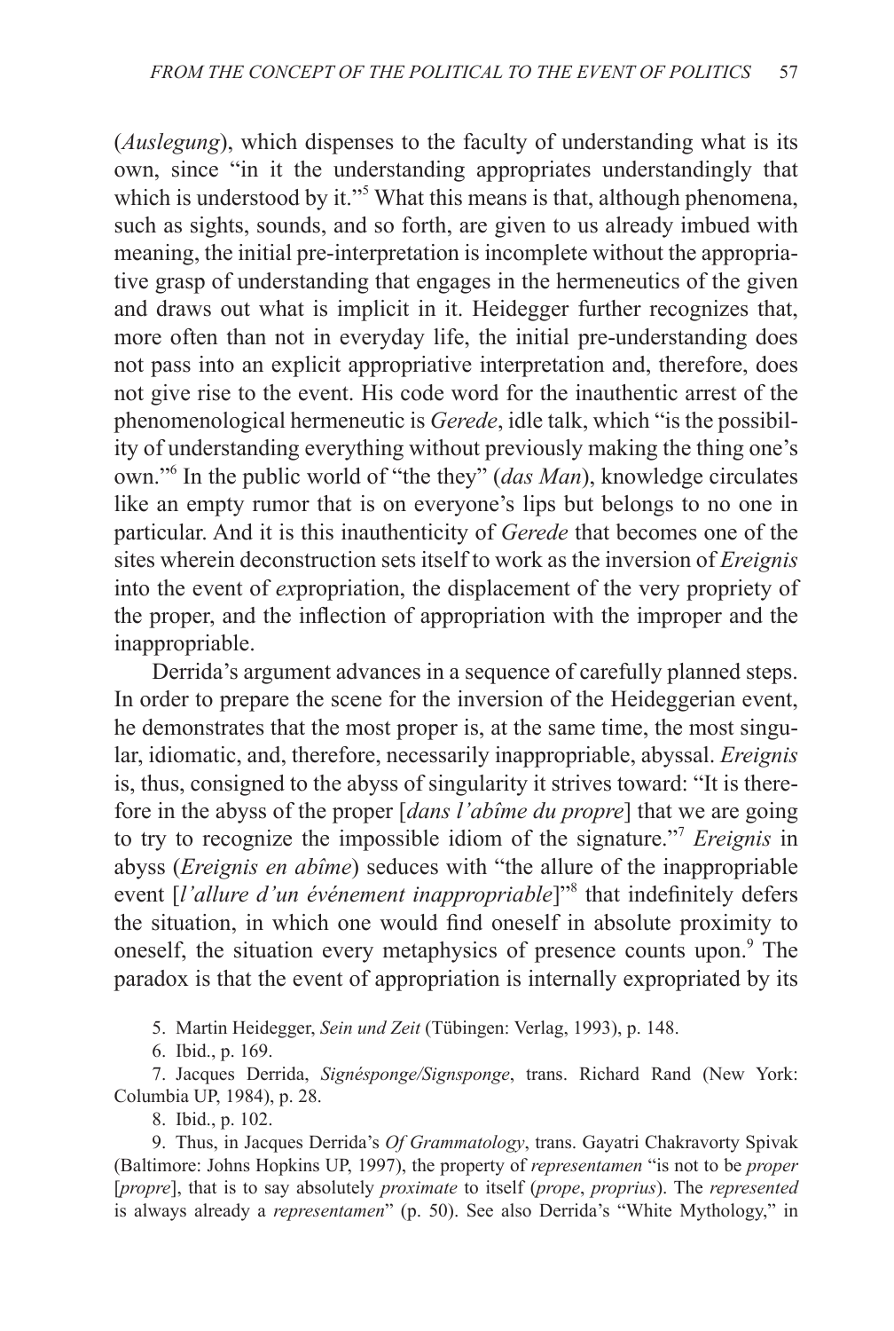(*Auslegung*), which dispenses to the faculty of understanding what is its own, since "in it the understanding appropriates understandingly that which is understood by it."[5] What this means is that, although phenomena, such as sights, sounds, and so forth, are given to us already imbued with meaning, the initial pre-interpretation is incomplete without the appropriative grasp of understanding that engages in the hermeneutics of the given and draws out what is implicit in it. Heidegger further recognizes that, more often than not in everyday life, the initial pre-understanding does not pass into an explicit appropriative interpretation and, therefore, does not give rise to the event. His code word for the inauthentic arrest of the phenomenological hermeneutic is *Gerede*, idle talk, which "is the possibility of understanding everything without previously making the thing one's own."[6] In the public world of "the they" (*das Man*), knowledge circulates like an empty rumor that is on everyone's lips but belongs to no one in particular. And it is this inauthenticity of *Gerede* that becomes one of the sites wherein deconstruction sets itself to work as the inversion of *Ereignis* into the event of *ex*propriation, the displacement of the very propriety of the proper, and the inflection of appropriation with the improper and the inappropriable.

Derrida's argument advances in a sequence of carefully planned steps. In order to prepare the scene for the inversion of the Heideggerian event, he demonstrates that the most proper is, at the same time, the most singular, idiomatic, and, therefore, necessarily inappropriable, abyssal. *Ereignis* is, thus, consigned to the abyss of singularity it strives toward: "It is therefore in the abyss of the proper [*dans l'abîme du propre*] that we are going to try to recognize the impossible idiom of the signature."[7] *Ereignis* in abyss (*Ereignis en abîme*) seduces with "the allure of the inappropriable event [*l'allure d'un événement inappropriable*]"[8] that indefinitely defers the situation, in which one would find oneself in absolute proximity to oneself, the situation every metaphysics of presence counts upon.[9] The paradox is that the event of appropriation is internally expropriated by its

5. Martin Heidegger, *Sein und Zeit* (Tübingen: Verlag, 1993), p. 148.

6. Ibid., p. 169.

7. Jacques Derrida, *Signésponge/Signsponge*, trans. Richard Rand (New York: Columbia UP, 1984), p. 28.

8. Ibid., p. 102.

9. Thus, in Jacques Derrida's *Of Grammatology*, trans. Gayatri Chakravorty Spivak (Baltimore: Johns Hopkins UP, 1997), the property of *representamen* "is not to be *proper* [*propre*], that is to say absolutely *proximate* to itself (*prope*, *proprius*). The *represented* is always already a *representamen*" (p. 50). See also Derrida's "White Mythology," in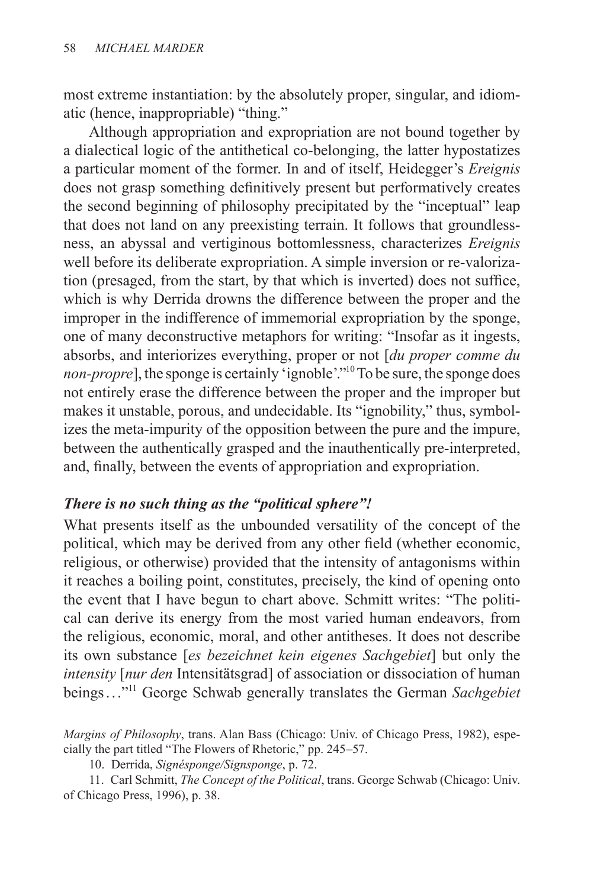most extreme instantiation: by the absolutely proper, singular, and idiomatic (hence, inappropriable) "thing."

Although appropriation and expropriation are not bound together by a dialectical logic of the antithetical co-belonging, the latter hypostatizes a particular moment of the former. In and of itself, Heidegger's *Ereignis* does not grasp something definitively present but performatively creates the second beginning of philosophy precipitated by the "inceptual" leap that does not land on any preexisting terrain. It follows that groundlessness, an abyssal and vertiginous bottomlessness, characterizes *Ereignis* well before its deliberate expropriation. A simple inversion or re-valorization (presaged, from the start, by that which is inverted) does not suffice, which is why Derrida drowns the difference between the proper and the improper in the indifference of immemorial expropriation by the sponge, one of many deconstructive metaphors for writing: "Insofar as it ingests, absorbs, and interiorizes everything, proper or not [*du proper comme du non-propre*], the sponge is certainly 'ignoble'."[10] To be sure, the sponge does not entirely erase the difference between the proper and the improper but makes it unstable, porous, and undecidable. Its "ignobility," thus, symbolizes the meta-impurity of the opposition between the pure and the impure, between the authentically grasped and the inauthentically pre-interpreted, and, finally, between the events of appropriation and expropriation.

### *There is no such thing as the "political sphere"!*

What presents itself as the unbounded versatility of the concept of the political, which may be derived from any other field (whether economic, religious, or otherwise) provided that the intensity of antagonisms within it reaches a boiling point, constitutes, precisely, the kind of opening onto the event that I have begun to chart above. Schmitt writes: "The political can derive its energy from the most varied human endeavors, from the religious, economic, moral, and other antitheses. It does not describe its own substance [*es bezeichnet kein eigenes Sachgebiet*] but only the *intensity* [*nur den* Intensitätsgrad] of association or dissociation of human beings…"[11] George Schwab generally translates the German *Sachgebiet*

*Margins of Philosophy*, trans. Alan Bass (Chicago: Univ. of Chicago Press, 1982), especially the part titled "The Flowers of Rhetoric," pp. 245–57.

10. Derrida, *Signésponge/Signsponge*, p. 72.

11. Carl Schmitt, *The Concept of the Political*, trans. George Schwab (Chicago: Univ. of Chicago Press, 1996), p. 38.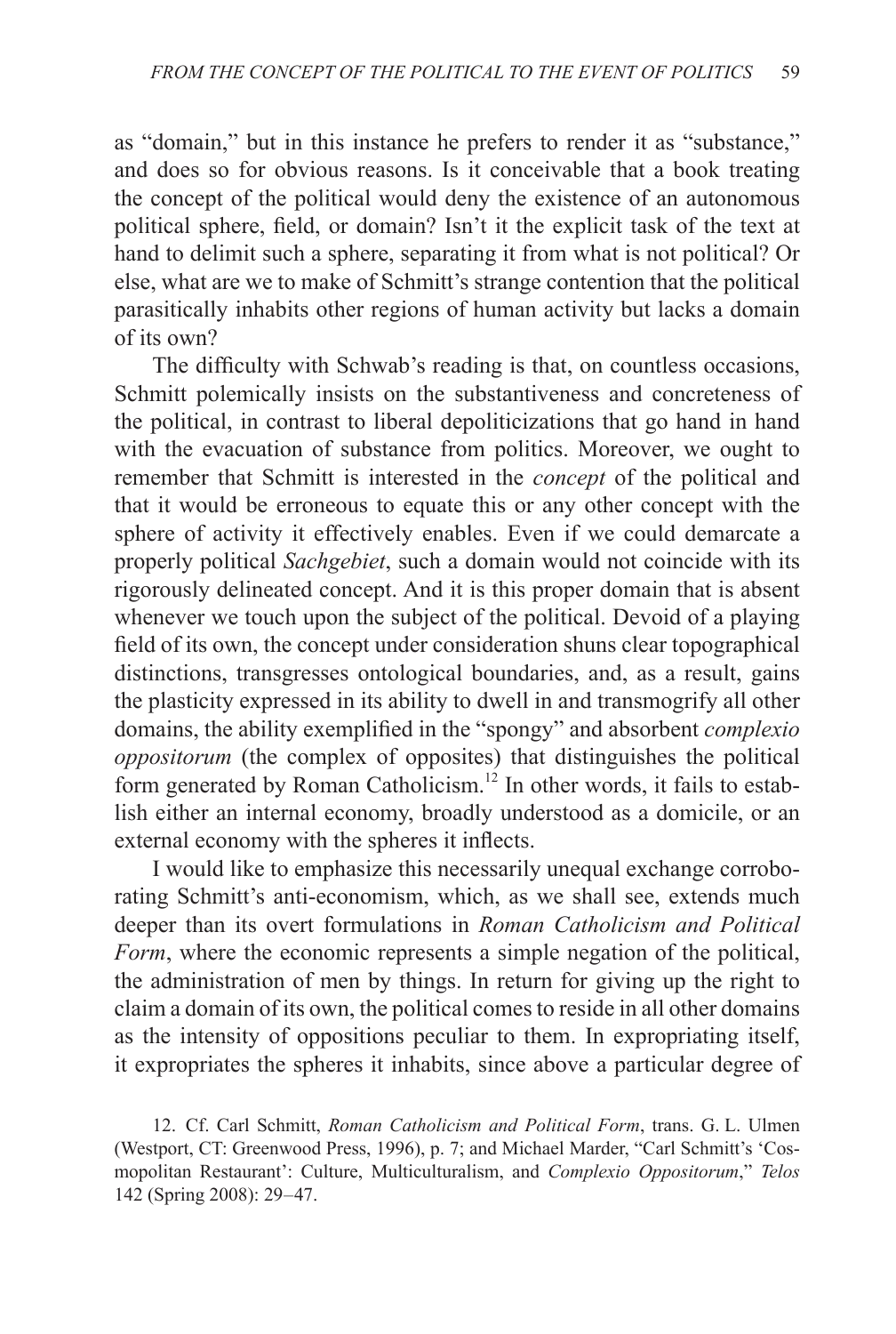as "domain," but in this instance he prefers to render it as "substance," and does so for obvious reasons. Is it conceivable that a book treating the concept of the political would deny the existence of an autonomous political sphere, field, or domain? Isn't it the explicit task of the text at hand to delimit such a sphere, separating it from what is not political? Or else, what are we to make of Schmitt's strange contention that the political parasitically inhabits other regions of human activity but lacks a domain of its own?

The difficulty with Schwab's reading is that, on countless occasions, Schmitt polemically insists on the substantiveness and concreteness of the political, in contrast to liberal depoliticizations that go hand in hand with the evacuation of substance from politics. Moreover, we ought to remember that Schmitt is interested in the *concept* of the political and that it would be erroneous to equate this or any other concept with the sphere of activity it effectively enables. Even if we could demarcate a properly political *Sachgebiet*, such a domain would not coincide with its rigorously delineated concept. And it is this proper domain that is absent whenever we touch upon the subject of the political. Devoid of a playing field of its own, the concept under consideration shuns clear topographical distinctions, transgresses ontological boundaries, and, as a result, gains the plasticity expressed in its ability to dwell in and transmogrify all other domains, the ability exemplified in the "spongy" and absorbent *complexio oppositorum* (the complex of opposites) that distinguishes the political form generated by Roman Catholicism.[12] In other words, it fails to establish either an internal economy, broadly understood as a domicile, or an external economy with the spheres it inflects.

I would like to emphasize this necessarily unequal exchange corroborating Schmitt's anti-economism, which, as we shall see, extends much deeper than its overt formulations in *Roman Catholicism and Political Form*, where the economic represents a simple negation of the political, the administration of men by things. In return for giving up the right to claim a domain of its own, the political comes to reside in all other domains as the intensity of oppositions peculiar to them. In expropriating itself, it expropriates the spheres it inhabits, since above a particular degree of

12. Cf. Carl Schmitt, *Roman Catholicism and Political Form*, trans. G. L. Ulmen (Westport, CT: Greenwood Press, 1996), p. 7; and Michael Marder, "Carl Schmitt's 'Cosmopolitan Restaurant': Culture, Multiculturalism, and *Complexio Oppositorum*," *Telos* 142 (Spring 2008): 29–47.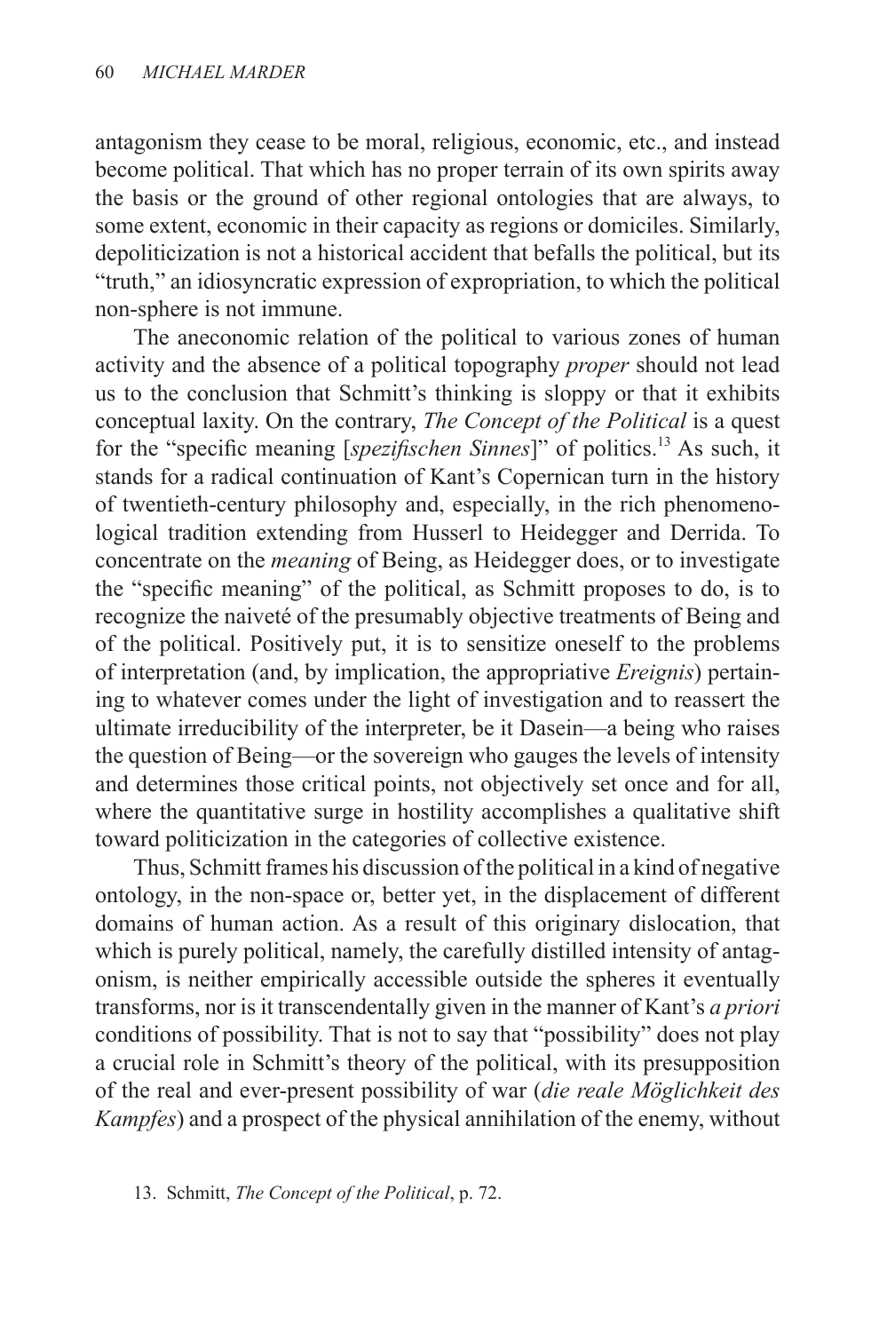antagonism they cease to be moral, religious, economic, etc., and instead become political. That which has no proper terrain of its own spirits away the basis or the ground of other regional ontologies that are always, to some extent, economic in their capacity as regions or domiciles. Similarly, depoliticization is not a historical accident that befalls the political, but its "truth," an idiosyncratic expression of expropriation, to which the political non-sphere is not immune.

The aneconomic relation of the political to various zones of human activity and the absence of a political topography *proper* should not lead us to the conclusion that Schmitt's thinking is sloppy or that it exhibits conceptual laxity. On the contrary, *The Concept of the Political* is a quest for the "specific meaning [*spezifischen Sinnes*]" of politics.[13] As such, it stands for a radical continuation of Kant's Copernican turn in the history of twentieth-century philosophy and, especially, in the rich phenomenological tradition extending from Husserl to Heidegger and Derrida. To concentrate on the *meaning* of Being, as Heidegger does, or to investigate the "specific meaning" of the political, as Schmitt proposes to do, is to recognize the naiveté of the presumably objective treatments of Being and of the political. Positively put, it is to sensitize oneself to the problems of interpretation (and, by implication, the appropriative *Ereignis*) pertaining to whatever comes under the light of investigation and to reassert the ultimate irreducibility of the interpreter, be it Dasein—a being who raises the question of Being—or the sovereign who gauges the levels of intensity and determines those critical points, not objectively set once and for all, where the quantitative surge in hostility accomplishes a qualitative shift toward politicization in the categories of collective existence.

Thus, Schmitt frames his discussion of the political in a kind of negative ontology, in the non-space or, better yet, in the displacement of different domains of human action. As a result of this originary dislocation, that which is purely political, namely, the carefully distilled intensity of antagonism, is neither empirically accessible outside the spheres it eventually transforms, nor is it transcendentally given in the manner of Kant's *a priori* conditions of possibility. That is not to say that "possibility" does not play a crucial role in Schmitt's theory of the political, with its presupposition of the real and ever-present possibility of war (*die reale Möglichkeit des Kampfes*) and a prospect of the physical annihilation of the enemy, without

13. Schmitt, *The Concept of the Political*, p. 72.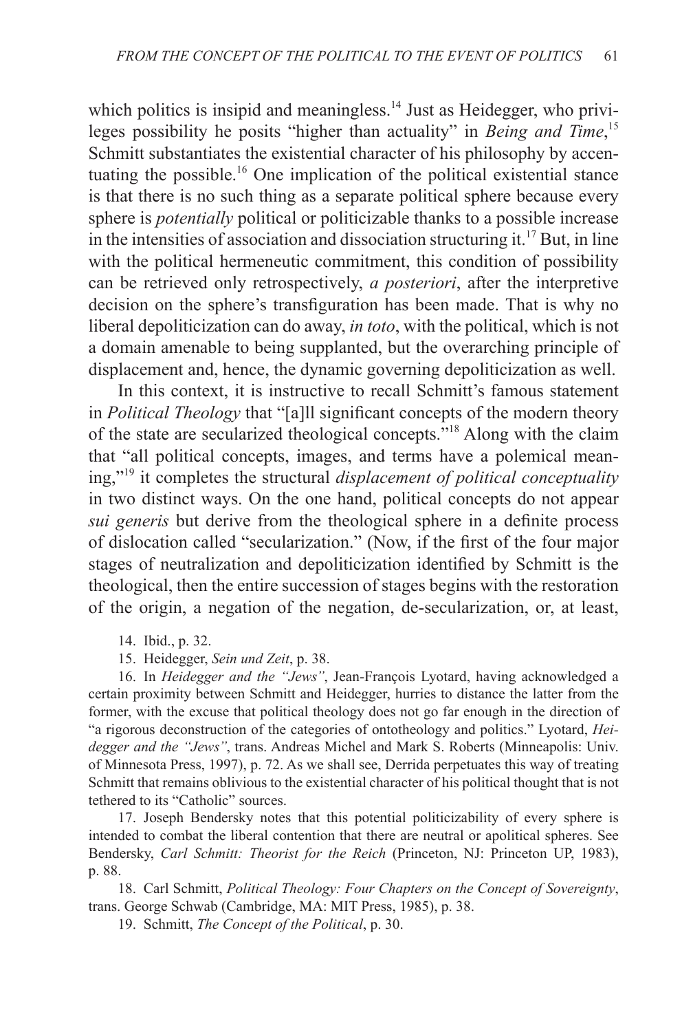which politics is insipid and meaningless.[14] Just as Heidegger, who privileges possibility he posits "higher than actuality" in *Being and Time*,[15] Schmitt substantiates the existential character of his philosophy by accentuating the possible.[16] One implication of the political existential stance is that there is no such thing as a separate political sphere because every sphere is *potentially* political or politicizable thanks to a possible increase in the intensities of association and dissociation structuring it.[17] But, in line with the political hermeneutic commitment, this condition of possibility can be retrieved only retrospectively, *a posteriori*, after the interpretive decision on the sphere's transfiguration has been made. That is why no liberal depoliticization can do away, *in toto*, with the political, which is not a domain amenable to being supplanted, but the overarching principle of displacement and, hence, the dynamic governing depoliticization as well.

In this context, it is instructive to recall Schmitt's famous statement in *Political Theology* that "[a]ll significant concepts of the modern theory of the state are secularized theological concepts."[18] Along with the claim that "all political concepts, images, and terms have a polemical meaning,"[19] it completes the structural *displacement of political conceptuality* in two distinct ways. On the one hand, political concepts do not appear *sui generis* but derive from the theological sphere in a definite process of dislocation called "secularization." (Now, if the first of the four major stages of neutralization and depoliticization identified by Schmitt is the theological, then the entire succession of stages begins with the restoration of the origin, a negation of the negation, de-secularization, or, at least,

14. Ibid., p. 32.

15. Heidegger, *Sein und Zeit*, p. 38.

16. In *Heidegger and the "Jews"*, Jean-François Lyotard, having acknowledged a certain proximity between Schmitt and Heidegger, hurries to distance the latter from the former, with the excuse that political theology does not go far enough in the direction of "a rigorous deconstruction of the categories of ontotheology and politics." Lyotard, *Heidegger and the "Jews"*, trans. Andreas Michel and Mark S. Roberts (Minneapolis: Univ. of Minnesota Press, 1997), p. 72. As we shall see, Derrida perpetuates this way of treating Schmitt that remains oblivious to the existential character of his political thought that is not tethered to its "Catholic" sources.

17. Joseph Bendersky notes that this potential politicizability of every sphere is intended to combat the liberal contention that there are neutral or apolitical spheres. See Bendersky, *Carl Schmitt: Theorist for the Reich* (Princeton, NJ: Princeton UP, 1983), p. 88.

18. Carl Schmitt, *Political Theology: Four Chapters on the Concept of Sovereignty*, trans. George Schwab (Cambridge, MA: MIT Press, 1985), p. 38.

19. Schmitt, *The Concept of the Political*, p. 30.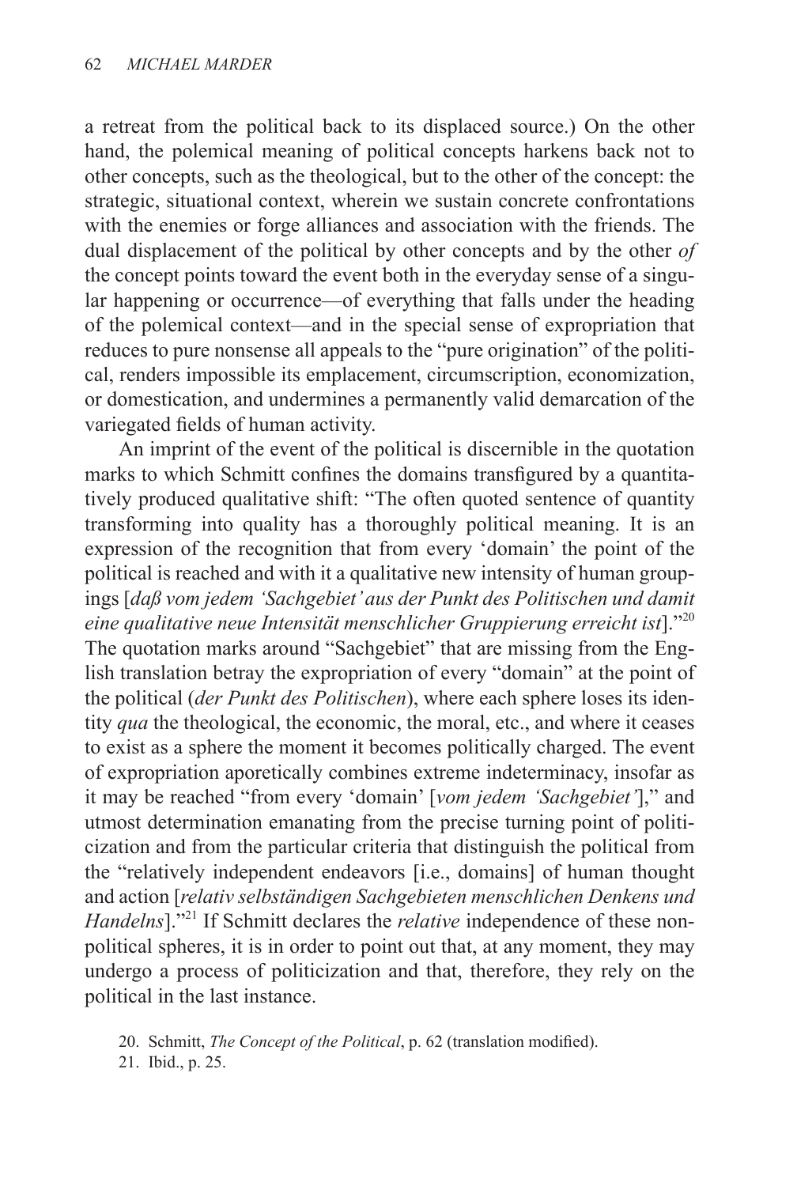a retreat from the political back to its displaced source.) On the other hand, the polemical meaning of political concepts harkens back not to other concepts, such as the theological, but to the other of the concept: the strategic, situational context, wherein we sustain concrete confrontations with the enemies or forge alliances and association with the friends. The dual displacement of the political by other concepts and by the other *of* the concept points toward the event both in the everyday sense of a singular happening or occurrence—of everything that falls under the heading of the polemical context—and in the special sense of expropriation that reduces to pure nonsense all appeals to the "pure origination" of the political, renders impossible its emplacement, circumscription, economization, or domestication, and undermines a permanently valid demarcation of the variegated fields of human activity.

An imprint of the event of the political is discernible in the quotation marks to which Schmitt confines the domains transfigured by a quantitatively produced qualitative shift: "The often quoted sentence of quantity transforming into quality has a thoroughly political meaning. It is an expression of the recognition that from every 'domain' the point of the political is reached and with it a qualitative new intensity of human groupings [*daß vom jedem 'Sachgebiet' aus der Punkt des Politischen und damit eine qualitative neue Intensität menschlicher Gruppierung erreicht ist*]."[20] The quotation marks around "Sachgebiet" that are missing from the English translation betray the expropriation of every "domain" at the point of the political (*der Punkt des Politischen*), where each sphere loses its identity *qua* the theological, the economic, the moral, etc., and where it ceases to exist as a sphere the moment it becomes politically charged. The event of expropriation aporetically combines extreme indeterminacy, insofar as it may be reached "from every 'domain' [*vom jedem 'Sachgebiet'*]," and utmost determination emanating from the precise turning point of politicization and from the particular criteria that distinguish the political from the "relatively independent endeavors [i.e., domains] of human thought and action [*relativ selbständigen Sachgebieten menschlichen Denkens und Handelns*]."[21] If Schmitt declares the *relative* independence of these nonpolitical spheres, it is in order to point out that, at any moment, they may undergo a process of politicization and that, therefore, they rely on the political in the last instance.

20. Schmitt, *The Concept of the Political*, p. 62 (translation modified).

21. Ibid., p. 25.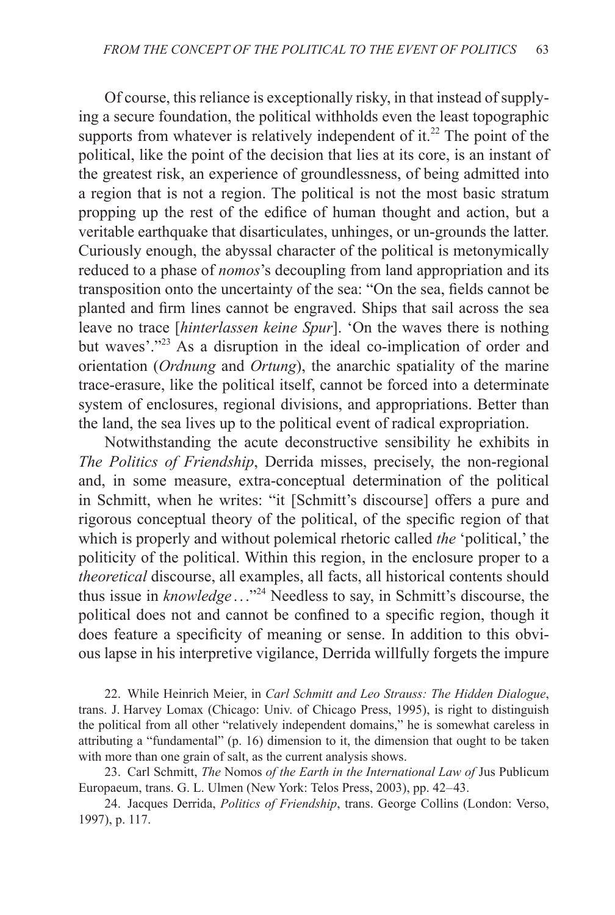Of course, this reliance is exceptionally risky, in that instead of supplying a secure foundation, the political withholds even the least topographic supports from whatever is relatively independent of it.[22] The point of the political, like the point of the decision that lies at its core, is an instant of the greatest risk, an experience of groundlessness, of being admitted into a region that is not a region. The political is not the most basic stratum propping up the rest of the edifice of human thought and action, but a veritable earthquake that disarticulates, unhinges, or un-grounds the latter. Curiously enough, the abyssal character of the political is metonymically reduced to a phase of *nomos*'s decoupling from land appropriation and its transposition onto the uncertainty of the sea: "On the sea, fields cannot be planted and firm lines cannot be engraved. Ships that sail across the sea leave no trace [*hinterlassen keine Spur*]. 'On the waves there is nothing but waves'."[23] As a disruption in the ideal co-implication of order and orientation (*Ordnung* and *Ortung*), the anarchic spatiality of the marine trace-erasure, like the political itself, cannot be forced into a determinate system of enclosures, regional divisions, and appropriations. Better than the land, the sea lives up to the political event of radical expropriation.

Notwithstanding the acute deconstructive sensibility he exhibits in *The Politics of Friendship*, Derrida misses, precisely, the non-regional and, in some measure, extra-conceptual determination of the political in Schmitt, when he writes: "it [Schmitt's discourse] offers a pure and rigorous conceptual theory of the political, of the specific region of that which is properly and without polemical rhetoric called *the* 'political,' the politicity of the political. Within this region, in the enclosure proper to a *theoretical* discourse, all examples, all facts, all historical contents should thus issue in *knowledge*..."[24] Needless to say, in Schmitt's discourse, the political does not and cannot be confined to a specific region, though it does feature a specificity of meaning or sense. In addition to this obvious lapse in his interpretive vigilance, Derrida willfully forgets the impure

22. While Heinrich Meier, in *Carl Schmitt and Leo Strauss: The Hidden Dialogue*, trans. J. Harvey Lomax (Chicago: Univ. of Chicago Press, 1995), is right to distinguish the political from all other "relatively independent domains," he is somewhat careless in attributing a "fundamental" (p. 16) dimension to it, the dimension that ought to be taken with more than one grain of salt, as the current analysis shows.

23. Carl Schmitt, *The* Nomos *of the Earth in the International Law of* Jus Publicum Europaeum, trans. G. L. Ulmen (New York: Telos Press, 2003), pp. 42–43.

24. Jacques Derrida, *Politics of Friendship*, trans. George Collins (London: Verso, 1997), p. 117.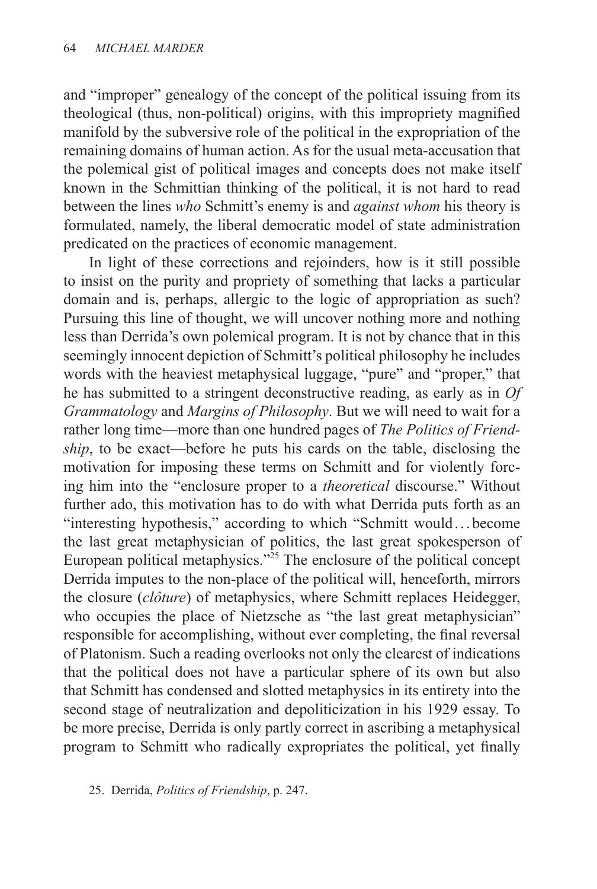and "improper" genealogy of the concept of the political issuing from its theological (thus, non-political) origins, with this impropriety magnified manifold by the subversive role of the political in the expropriation of the remaining domains of human action. As for the usual meta-accusation that the polemical gist of political images and concepts does not make itself known in the Schmittian thinking of the political, it is not hard to read between the lines *who* Schmitt's enemy is and *against whom* his theory is formulated, namely, the liberal democratic model of state administration predicated on the practices of economic management.

In light of these corrections and rejoinders, how is it still possible to insist on the purity and propriety of something that lacks a particular domain and is, perhaps, allergic to the logic of appropriation as such? Pursuing this line of thought, we will uncover nothing more and nothing less than Derrida's own polemical program. It is not by chance that in this seemingly innocent depiction of Schmitt's political philosophy he includes words with the heaviest metaphysical luggage, "pure" and "proper," that he has submitted to a stringent deconstructive reading, as early as in *Of Grammatology* and *Margins of Philosophy*. But we will need to wait for a rather long time—more than one hundred pages of *The Politics of Friendship*, to be exact—before he puts his cards on the table, disclosing the motivation for imposing these terms on Schmitt and for violently forcing him into the "enclosure proper to a *theoretical* discourse." Without further ado, this motivation has to do with what Derrida puts forth as an "interesting hypothesis," according to which "Schmitt would . . . become the last great metaphysician of politics, the last great spokesperson of European political metaphysics."[25] The enclosure of the political concept Derrida imputes to the non-place of the political will, henceforth, mirrors the closure (*clôture*) of metaphysics, where Schmitt replaces Heidegger, who occupies the place of Nietzsche as "the last great metaphysician" responsible for accomplishing, without ever completing, the final reversal of Platonism. Such a reading overlooks not only the clearest of indications that the political does not have a particular sphere of its own but also that Schmitt has condensed and slotted metaphysics in its entirety into the second stage of neutralization and depoliticization in his 1929 essay. To be more precise, Derrida is only partly correct in ascribing a metaphysical program to Schmitt who radically expropriates the political, yet finally

25. Derrida, *Politics of Friendship*, p. 247.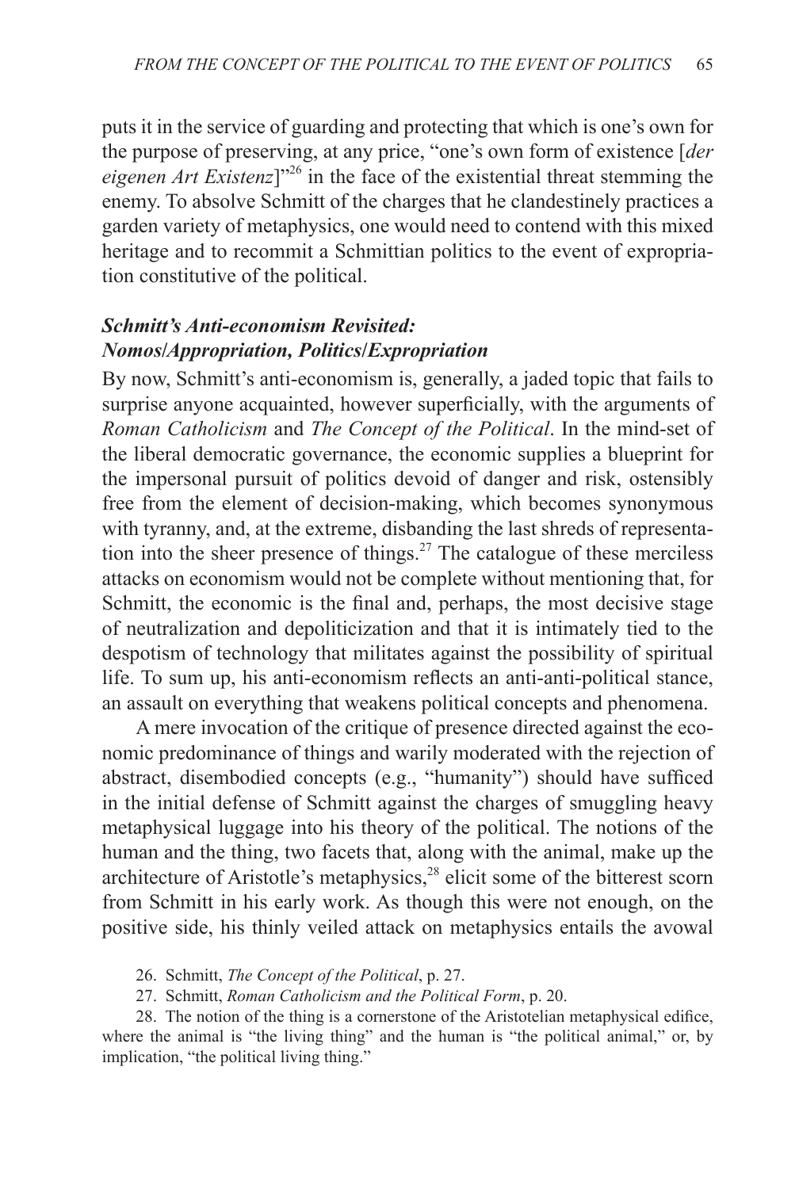puts it in the service of guarding and protecting that which is one's own for the purpose of preserving, at any price, "one's own form of existence [*der eigenen Art Existenz*]"[26] in the face of the existential threat stemming the enemy. To absolve Schmitt of the charges that he clandestinely practices a garden variety of metaphysics, one would need to contend with this mixed heritage and to recommit a Schmittian politics to the event of expropriation constitutive of the political.

### *Schmitt's Anti-economism Revisited: Nomos/Appropriation, Politics/Expropriation*

By now, Schmitt's anti-economism is, generally, a jaded topic that fails to surprise anyone acquainted, however superficially, with the arguments of *Roman Catholicism* and *The Concept of the Political*. In the mind-set of the liberal democratic governance, the economic supplies a blueprint for the impersonal pursuit of politics devoid of danger and risk, ostensibly free from the element of decision-making, which becomes synonymous with tyranny, and, at the extreme, disbanding the last shreds of representation into the sheer presence of things.[27] The catalogue of these merciless attacks on economism would not be complete without mentioning that, for Schmitt, the economic is the final and, perhaps, the most decisive stage of neutralization and depoliticization and that it is intimately tied to the despotism of technology that militates against the possibility of spiritual life. To sum up, his anti-economism reflects an anti-anti-political stance, an assault on everything that weakens political concepts and phenomena.

A mere invocation of the critique of presence directed against the economic predominance of things and warily moderated with the rejection of abstract, disembodied concepts (e.g., "humanity") should have sufficed in the initial defense of Schmitt against the charges of smuggling heavy metaphysical luggage into his theory of the political. The notions of the human and the thing, two facets that, along with the animal, make up the architecture of Aristotle's metaphysics,[28] elicit some of the bitterest scorn from Schmitt in his early work. As though this were not enough, on the positive side, his thinly veiled attack on metaphysics entails the avowal

26. Schmitt, *The Concept of the Political*, p. 27.

27. Schmitt, *Roman Catholicism and the Political Form*, p. 20.

28. The notion of the thing is a cornerstone of the Aristotelian metaphysical edifice, where the animal is "the living thing" and the human is "the political animal," or, by implication, "the political living thing."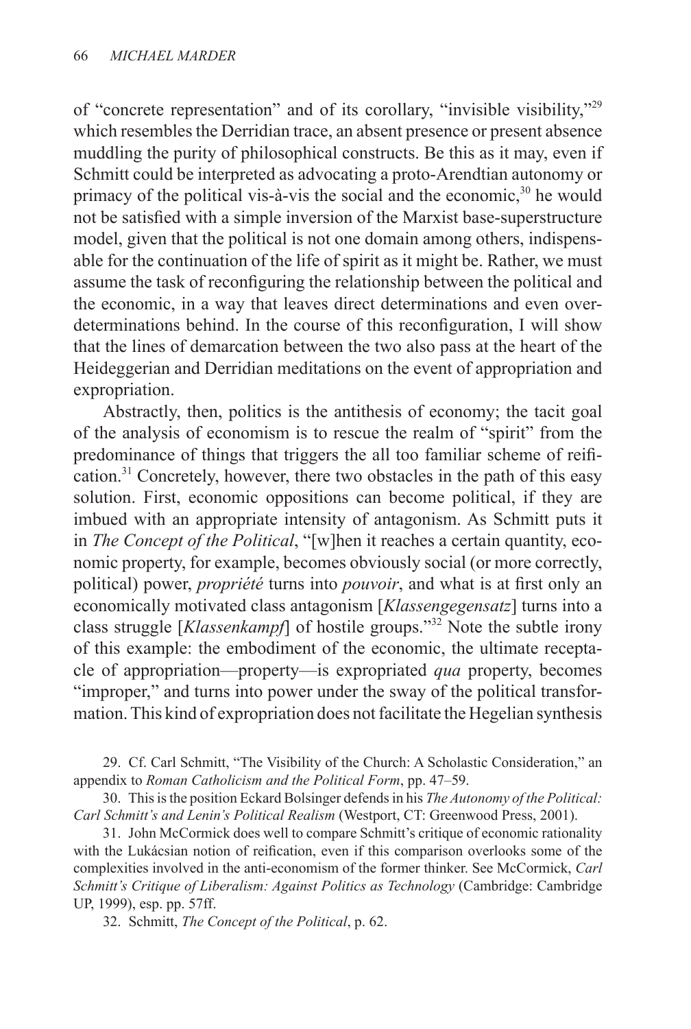of "concrete representation" and of its corollary, "invisible visibility,"[29] which resembles the Derridian trace, an absent presence or present absence muddling the purity of philosophical constructs. Be this as it may, even if Schmitt could be interpreted as advocating a proto-Arendtian autonomy or primacy of the political vis-à-vis the social and the economic,[30] he would not be satisfied with a simple inversion of the Marxist base-superstructure model, given that the political is not one domain among others, indispensable for the continuation of the life of spirit as it might be. Rather, we must assume the task of reconfiguring the relationship between the political and the economic, in a way that leaves direct determinations and even overdeterminations behind. In the course of this reconfiguration, I will show that the lines of demarcation between the two also pass at the heart of the Heideggerian and Derridian meditations on the event of appropriation and expropriation.

Abstractly, then, politics is the antithesis of economy; the tacit goal of the analysis of economism is to rescue the realm of "spirit" from the predominance of things that triggers the all too familiar scheme of reification.[31] Concretely, however, there two obstacles in the path of this easy solution. First, economic oppositions can become political, if they are imbued with an appropriate intensity of antagonism. As Schmitt puts it in *The Concept of the Political*, "[w]hen it reaches a certain quantity, economic property, for example, becomes obviously social (or more correctly, political) power, *propriété* turns into *pouvoir*, and what is at first only an economically motivated class antagonism [*Klassengegensatz*] turns into a class struggle [*Klassenkampf*] of hostile groups."[32] Note the subtle irony of this example: the embodiment of the economic, the ultimate receptacle of appropriation—property—is expropriated *qua* property, becomes "improper," and turns into power under the sway of the political transformation. This kind of expropriation does not facilitate the Hegelian synthesis

29. Cf. Carl Schmitt, "The Visibility of the Church: A Scholastic Consideration," an appendix to *Roman Catholicism and the Political Form*, pp. 47–59.

30. This is the position Eckard Bolsinger defends in his *The Autonomy of the Political: Carl Schmitt's and Lenin's Political Realism* (Westport, CT: Greenwood Press, 2001).

31. John McCormick does well to compare Schmitt's critique of economic rationality with the Lukácsian notion of reification, even if this comparison overlooks some of the complexities involved in the anti-economism of the former thinker. See McCormick, *Carl Schmitt's Critique of Liberalism: Against Politics as Technology* (Cambridge: Cambridge UP, 1999), esp. pp. 57ff.

32. Schmitt, *The Concept of the Political*, p. 62.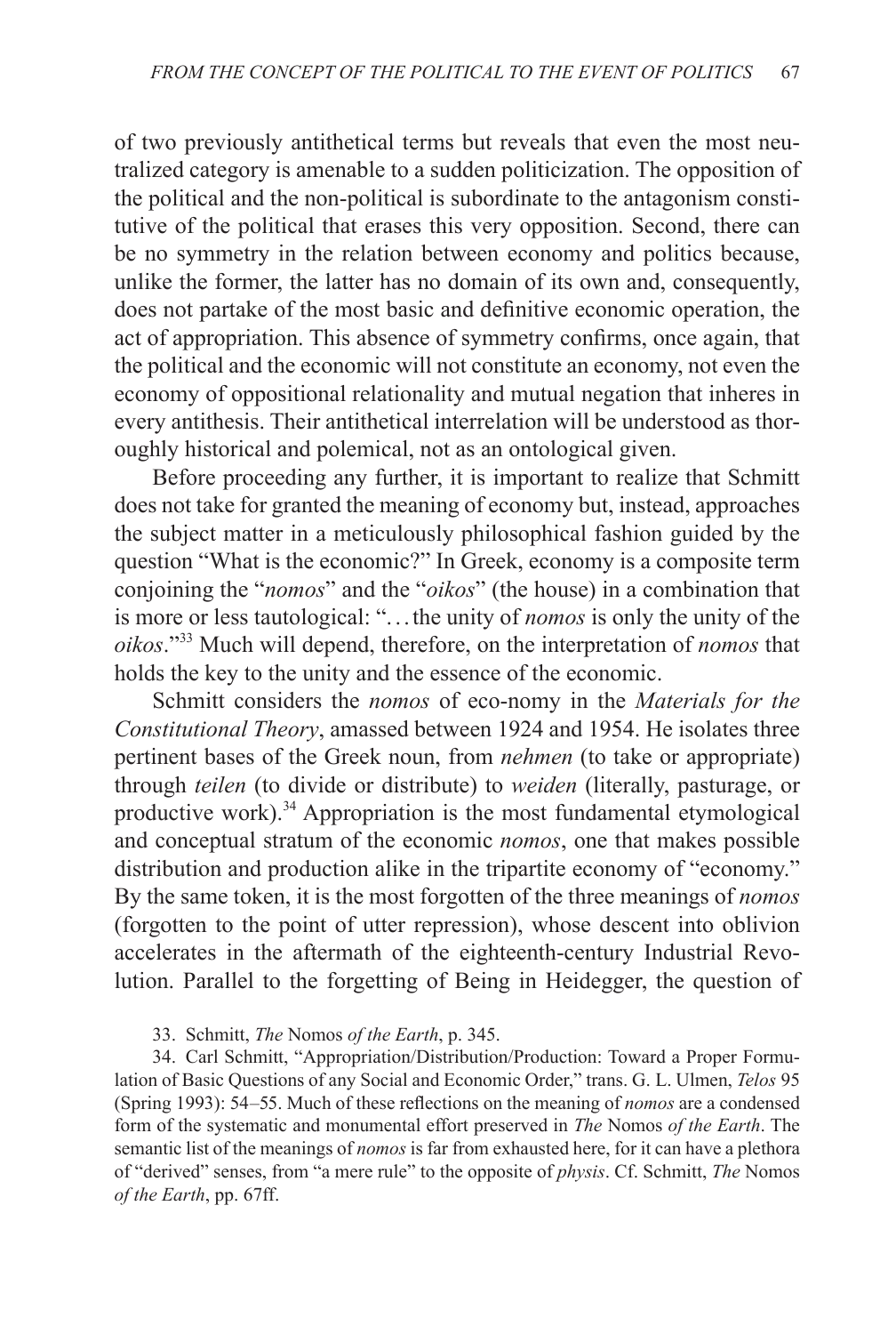of two previously antithetical terms but reveals that even the most neutralized category is amenable to a sudden politicization. The opposition of the political and the non-political is subordinate to the antagonism constitutive of the political that erases this very opposition. Second, there can be no symmetry in the relation between economy and politics because, unlike the former, the latter has no domain of its own and, consequently, does not partake of the most basic and definitive economic operation, the act of appropriation. This absence of symmetry confirms, once again, that the political and the economic will not constitute an economy, not even the economy of oppositional relationality and mutual negation that inheres in every antithesis. Their antithetical interrelation will be understood as thoroughly historical and polemical, not as an ontological given.

Before proceeding any further, it is important to realize that Schmitt does not take for granted the meaning of economy but, instead, approaches the subject matter in a meticulously philosophical fashion guided by the question "What is the economic?" In Greek, economy is a composite term conjoining the "*nomos*" and the "*oikos*" (the house) in a combination that is more or less tautological: "…the unity of *nomos* is only the unity of the *oikos*."[33] Much will depend, therefore, on the interpretation of *nomos* that holds the key to the unity and the essence of the economic.

Schmitt considers the *nomos* of eco-nomy in the *Materials for the Constitutional Theory*, amassed between 1924 and 1954. He isolates three pertinent bases of the Greek noun, from *nehmen* (to take or appropriate) through *teilen* (to divide or distribute) to *weiden* (literally, pasturage, or productive work).[34] Appropriation is the most fundamental etymological and conceptual stratum of the economic *nomos*, one that makes possible distribution and production alike in the tripartite economy of "economy." By the same token, it is the most forgotten of the three meanings of *nomos* (forgotten to the point of utter repression), whose descent into oblivion accelerates in the aftermath of the eighteenth-century Industrial Revolution. Parallel to the forgetting of Being in Heidegger, the question of

33. Schmitt, *The* Nomos *of the Earth*, p. 345.

34. Carl Schmitt, "Appropriation/Distribution/Production: Toward a Proper Formulation of Basic Questions of any Social and Economic Order," trans. G. L. Ulmen, *Telos* 95 (Spring 1993): 54–55. Much of these reflections on the meaning of *nomos* are a condensed form of the systematic and monumental effort preserved in *The* Nomos *of the Earth*. The semantic list of the meanings of *nomos* is far from exhausted here, for it can have a plethora of "derived" senses, from "a mere rule" to the opposite of *physis*. Cf. Schmitt, *The* Nomos *of the Earth*, pp. 67ff.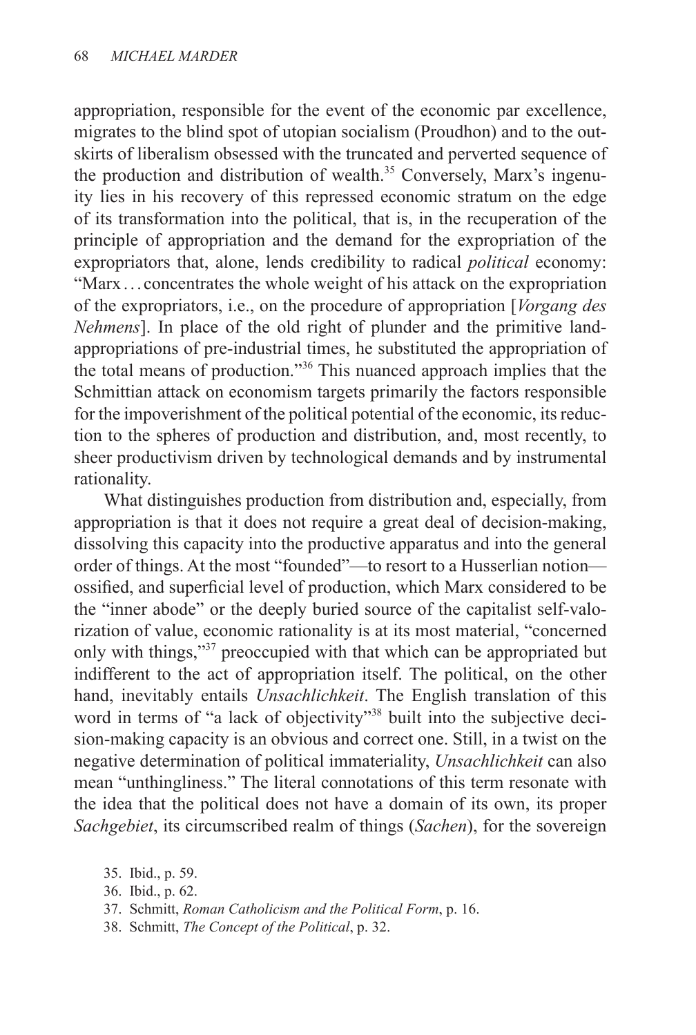appropriation, responsible for the event of the economic par excellence, migrates to the blind spot of utopian socialism (Proudhon) and to the outskirts of liberalism obsessed with the truncated and perverted sequence of the production and distribution of wealth.[35] Conversely, Marx's ingenuity lies in his recovery of this repressed economic stratum on the edge of its transformation into the political, that is, in the recuperation of the principle of appropriation and the demand for the expropriation of the expropriators that, alone, lends credibility to radical *political* economy: "Marx . . . concentrates the whole weight of his attack on the expropriation of the expropriators, i.e., on the procedure of appropriation [*Vorgang des Nehmens*]. In place of the old right of plunder and the primitive land-appropriations of pre-industrial times, he substituted the appropriation of the total means of production."[36] This nuanced approach implies that the Schmittian attack on economism targets primarily the factors responsible for the impoverishment of the political potential of the economic, its reduction to the spheres of production and distribution, and, most recently, to sheer productivism driven by technological demands and by instrumental rationality.

What distinguishes production from distribution and, especially, from appropriation is that it does not require a great deal of decision-making, dissolving this capacity into the productive apparatus and into the general order of things. At the most "founded"—to resort to a Husserlian notion—ossified, and superficial level of production, which Marx considered to be the "inner abode" or the deeply buried source of the capitalist self-valorization of value, economic rationality is at its most material, "concerned only with things,"[37] preoccupied with that which can be appropriated but indifferent to the act of appropriation itself. The political, on the other hand, inevitably entails *Unsachlichkeit*. The English translation of this word in terms of "a lack of objectivity"[38] built into the subjective decision-making capacity is an obvious and correct one. Still, in a twist on the negative determination of political immateriality, *Unsachlichkeit* can also mean "unthingliness." The literal connotations of this term resonate with the idea that the political does not have a domain of its own, its proper *Sachgebiet*, its circumscribed realm of things (*Sachen*), for the sovereign

35. Ibid., p. 59.
36. Ibid., p. 62.
37. Schmitt, *Roman Catholicism and the Political Form*, p. 16.
38. Schmitt, *The Concept of the Political*, p. 32.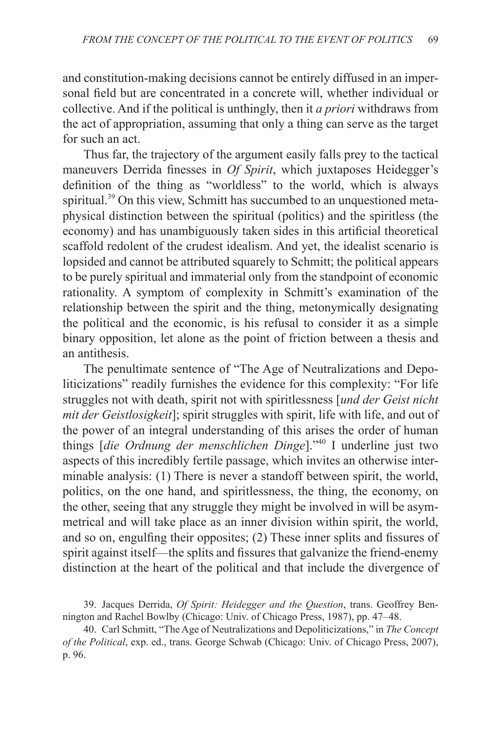and constitution-making decisions cannot be entirely diffused in an impersonal field but are concentrated in a concrete will, whether individual or collective. And if the political is unthingly, then it *a priori* withdraws from the act of appropriation, assuming that only a thing can serve as the target for such an act.

Thus far, the trajectory of the argument easily falls prey to the tactical maneuvers Derrida finesses in *Of Spirit*, which juxtaposes Heidegger's definition of the thing as "worldless" to the world, which is always spiritual.[39] On this view, Schmitt has succumbed to an unquestioned metaphysical distinction between the spiritual (politics) and the spiritless (the economy) and has unambiguously taken sides in this artificial theoretical scaffold redolent of the crudest idealism. And yet, the idealist scenario is lopsided and cannot be attributed squarely to Schmitt; the political appears to be purely spiritual and immaterial only from the standpoint of economic rationality. A symptom of complexity in Schmitt's examination of the relationship between the spirit and the thing, metonymically designating the political and the economic, is his refusal to consider it as a simple binary opposition, let alone as the point of friction between a thesis and an antithesis.

The penultimate sentence of "The Age of Neutralizations and Depoliticizations" readily furnishes the evidence for this complexity: "For life struggles not with death, spirit not with spiritlessness [*und der Geist nicht mit der Geistlosigkeit*]; spirit struggles with spirit, life with life, and out of the power of an integral understanding of this arises the order of human things [*die Ordnung der menschlichen Dinge*]."[40] I underline just two aspects of this incredibly fertile passage, which invites an otherwise interminable analysis: (1) There is never a standoff between spirit, the world, politics, on the one hand, and spiritlessness, the thing, the economy, on the other, seeing that any struggle they might be involved in will be asymmetrical and will take place as an inner division within spirit, the world, and so on, engulfing their opposites; (2) These inner splits and fissures of spirit against itself—the splits and fissures that galvanize the friend-enemy distinction at the heart of the political and that include the divergence of

39. Jacques Derrida, *Of Spirit: Heidegger and the Question*, trans. Geoffrey Bennington and Rachel Bowlby (Chicago: Univ. of Chicago Press, 1987), pp. 47–48.

40. Carl Schmitt, "The Age of Neutralizations and Depoliticizations," in *The Concept of the Political*, exp. ed., trans. George Schwab (Chicago: Univ. of Chicago Press, 2007), p. 96.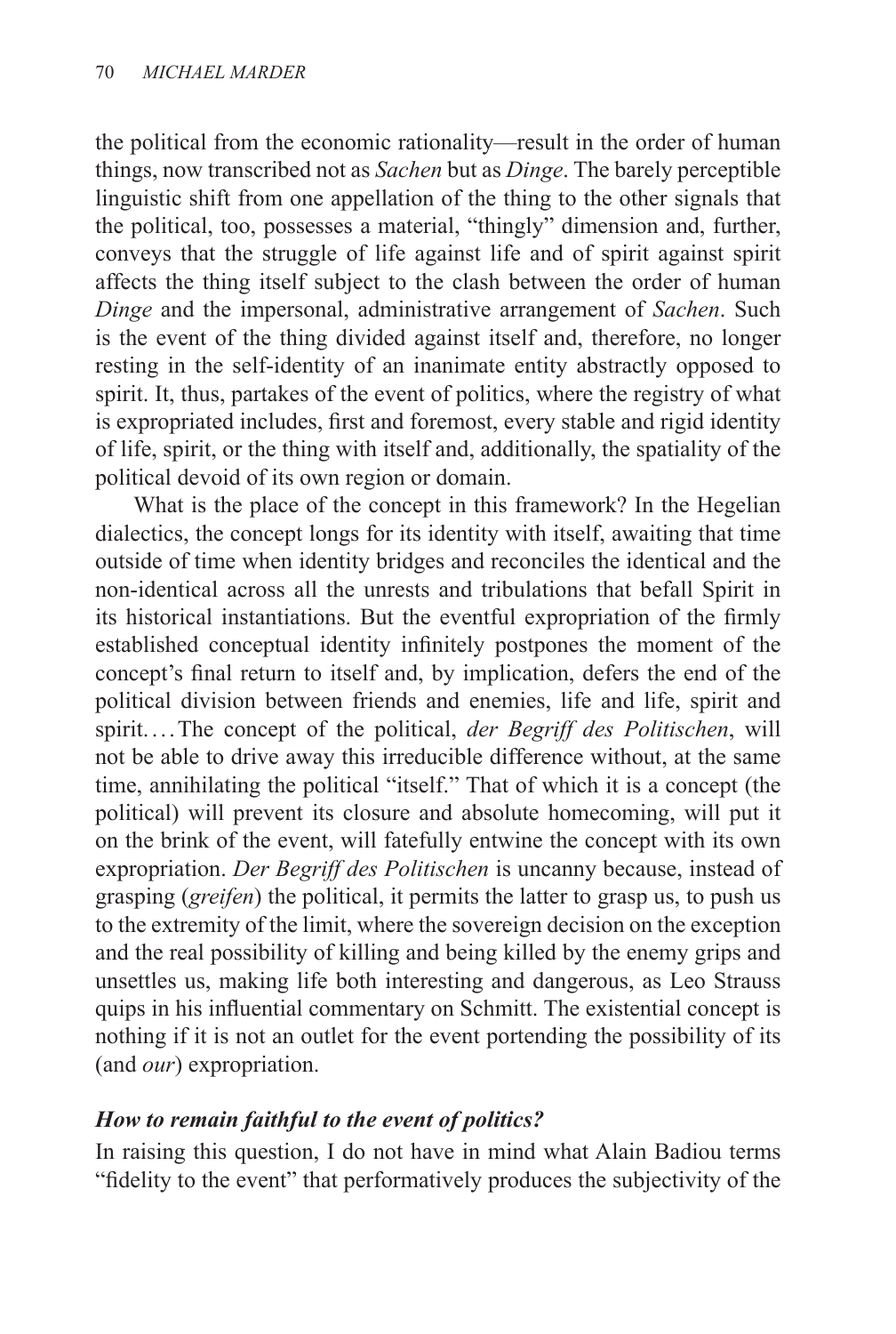the political from the economic rationality—result in the order of human things, now transcribed not as *Sachen* but as *Dinge*. The barely perceptible linguistic shift from one appellation of the thing to the other signals that the political, too, possesses a material, "thingly" dimension and, further, conveys that the struggle of life against life and of spirit against spirit affects the thing itself subject to the clash between the order of human *Dinge* and the impersonal, administrative arrangement of *Sachen*. Such is the event of the thing divided against itself and, therefore, no longer resting in the self-identity of an inanimate entity abstractly opposed to spirit. It, thus, partakes of the event of politics, where the registry of what is expropriated includes, first and foremost, every stable and rigid identity of life, spirit, or the thing with itself and, additionally, the spatiality of the political devoid of its own region or domain.

What is the place of the concept in this framework? In the Hegelian dialectics, the concept longs for its identity with itself, awaiting that time outside of time when identity bridges and reconciles the identical and the non-identical across all the unrests and tribulations that befall Spirit in its historical instantiations. But the eventful expropriation of the firmly established conceptual identity infinitely postpones the moment of the concept's final return to itself and, by implication, defers the end of the political division between friends and enemies, life and life, spirit and spirit.... The concept of the political, *der Begriff des Politischen*, will not be able to drive away this irreducible difference without, at the same time, annihilating the political "itself." That of which it is a concept (the political) will prevent its closure and absolute homecoming, will put it on the brink of the event, will fatefully entwine the concept with its own expropriation. *Der Begriff des Politischen* is uncanny because, instead of grasping (*greifen*) the political, it permits the latter to grasp us, to push us to the extremity of the limit, where the sovereign decision on the exception and the real possibility of killing and being killed by the enemy grips and unsettles us, making life both interesting and dangerous, as Leo Strauss quips in his influential commentary on Schmitt. The existential concept is nothing if it is not an outlet for the event portending the possibility of its (and *our*) expropriation.

### *How to remain faithful to the event of politics?*

In raising this question, I do not have in mind what Alain Badiou terms "fidelity to the event" that performatively produces the subjectivity of the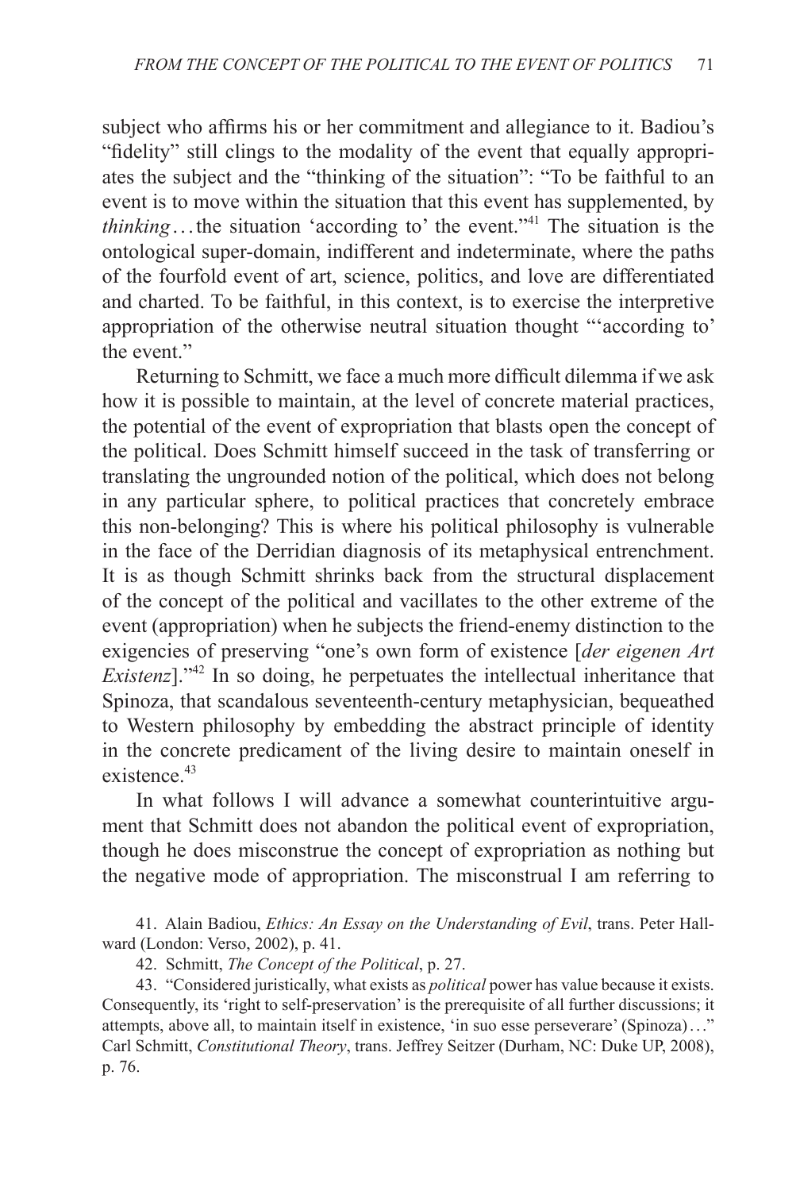subject who affirms his or her commitment and allegiance to it. Badiou's "fidelity" still clings to the modality of the event that equally appropriates the subject and the "thinking of the situation": "To be faithful to an event is to move within the situation that this event has supplemented, by *thinking*…the situation 'according to' the event."[41] The situation is the ontological super-domain, indifferent and indeterminate, where the paths of the fourfold event of art, science, politics, and love are differentiated and charted. To be faithful, in this context, is to exercise the interpretive appropriation of the otherwise neutral situation thought "'according to' the event."

Returning to Schmitt, we face a much more difficult dilemma if we ask how it is possible to maintain, at the level of concrete material practices, the potential of the event of expropriation that blasts open the concept of the political. Does Schmitt himself succeed in the task of transferring or translating the ungrounded notion of the political, which does not belong in any particular sphere, to political practices that concretely embrace this non-belonging? This is where his political philosophy is vulnerable in the face of the Derridian diagnosis of its metaphysical entrenchment. It is as though Schmitt shrinks back from the structural displacement of the concept of the political and vacillates to the other extreme of the event (appropriation) when he subjects the friend-enemy distinction to the exigencies of preserving "one's own form of existence [*der eigenen Art Existenz*]."[42] In so doing, he perpetuates the intellectual inheritance that Spinoza, that scandalous seventeenth-century metaphysician, bequeathed to Western philosophy by embedding the abstract principle of identity in the concrete predicament of the living desire to maintain oneself in existence.[43]

In what follows I will advance a somewhat counterintuitive argument that Schmitt does not abandon the political event of expropriation, though he does misconstrue the concept of expropriation as nothing but the negative mode of appropriation. The misconstrual I am referring to

41. Alain Badiou, *Ethics: An Essay on the Understanding of Evil*, trans. Peter Hallward (London: Verso, 2002), p. 41.

42. Schmitt, *The Concept of the Political*, p. 27.

43. "Considered juristically, what exists as *political* power has value because it exists. Consequently, its 'right to self-preservation' is the prerequisite of all further discussions; it attempts, above all, to maintain itself in existence, 'in suo esse perseverare' (Spinoza)…" Carl Schmitt, *Constitutional Theory*, trans. Jeffrey Seitzer (Durham, NC: Duke UP, 2008), p. 76.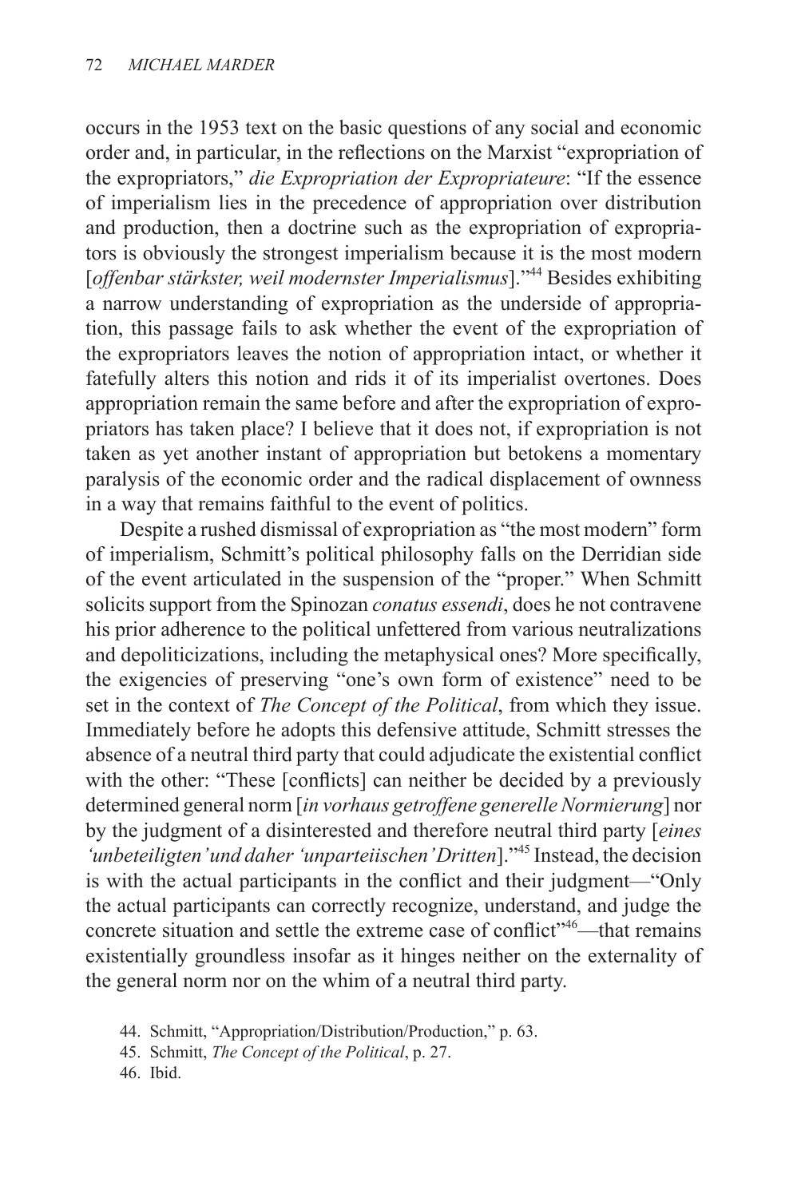occurs in the 1953 text on the basic questions of any social and economic order and, in particular, in the reflections on the Marxist "expropriation of the expropriators," *die Expropriation der Expropriateure*: "If the essence of imperialism lies in the precedence of appropriation over distribution and production, then a doctrine such as the expropriation of expropriators is obviously the strongest imperialism because it is the most modern [*offenbar stärkster, weil modernster Imperialismus*]."[44] Besides exhibiting a narrow understanding of expropriation as the underside of appropriation, this passage fails to ask whether the event of the expropriation of the expropriators leaves the notion of appropriation intact, or whether it fatefully alters this notion and rids it of its imperialist overtones. Does appropriation remain the same before and after the expropriation of expropriators has taken place? I believe that it does not, if expropriation is not taken as yet another instant of appropriation but betokens a momentary paralysis of the economic order and the radical displacement of ownness in a way that remains faithful to the event of politics.

Despite a rushed dismissal of expropriation as "the most modern" form of imperialism, Schmitt's political philosophy falls on the Derridian side of the event articulated in the suspension of the "proper." When Schmitt solicits support from the Spinozan *conatus essendi*, does he not contravene his prior adherence to the political unfettered from various neutralizations and depoliticizations, including the metaphysical ones? More specifically, the exigencies of preserving "one's own form of existence" need to be set in the context of *The Concept of the Political*, from which they issue. Immediately before he adopts this defensive attitude, Schmitt stresses the absence of a neutral third party that could adjudicate the existential conflict with the other: "These [conflicts] can neither be decided by a previously determined general norm [*in vorhaus getroffene generelle Normierung*] nor by the judgment of a disinterested and therefore neutral third party [*eines 'unbeteiligten' und daher 'unparteiischen' Dritten*]."[45] Instead, the decision is with the actual participants in the conflict and their judgment—"Only the actual participants can correctly recognize, understand, and judge the concrete situation and settle the extreme case of conflict"[46]—that remains existentially groundless insofar as it hinges neither on the externality of the general norm nor on the whim of a neutral third party.

44. Schmitt, "Appropriation/Distribution/Production," p. 63.
45. Schmitt, *The Concept of the Political*, p. 27.
46. Ibid.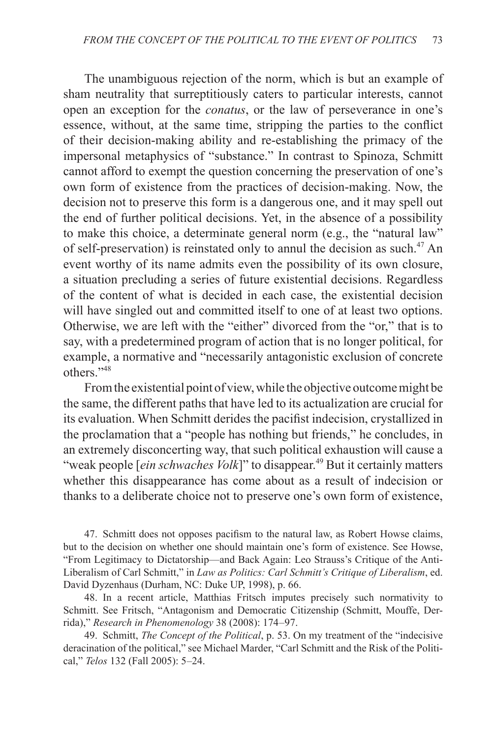The unambiguous rejection of the norm, which is but an example of sham neutrality that surreptitiously caters to particular interests, cannot open an exception for the *conatus*, or the law of perseverance in one's essence, without, at the same time, stripping the parties to the conflict of their decision-making ability and re-establishing the primacy of the impersonal metaphysics of "substance." In contrast to Spinoza, Schmitt cannot afford to exempt the question concerning the preservation of one's own form of existence from the practices of decision-making. Now, the decision not to preserve this form is a dangerous one, and it may spell out the end of further political decisions. Yet, in the absence of a possibility to make this choice, a determinate general norm (e.g., the "natural law" of self-preservation) is reinstated only to annul the decision as such.[47] An event worthy of its name admits even the possibility of its own closure, a situation precluding a series of future existential decisions. Regardless of the content of what is decided in each case, the existential decision will have singled out and committed itself to one of at least two options. Otherwise, we are left with the "either" divorced from the "or," that is to say, with a predetermined program of action that is no longer political, for example, a normative and "necessarily antagonistic exclusion of concrete others."[48]

From the existential point of view, while the objective outcome might be the same, the different paths that have led to its actualization are crucial for its evaluation. When Schmitt derides the pacifist indecision, crystallized in the proclamation that a "people has nothing but friends," he concludes, in an extremely disconcerting way, that such political exhaustion will cause a "weak people [*ein schwaches Volk*]" to disappear.[49] But it certainly matters whether this disappearance has come about as a result of indecision or thanks to a deliberate choice not to preserve one's own form of existence,

47. Schmitt does not opposes pacifism to the natural law, as Robert Howse claims, but to the decision on whether one should maintain one's form of existence. See Howse, "From Legitimacy to Dictatorship—and Back Again: Leo Strauss's Critique of the Anti-Liberalism of Carl Schmitt," in *Law as Politics: Carl Schmitt's Critique of Liberalism*, ed. David Dyzenhaus (Durham, NC: Duke UP, 1998), p. 66.

48. In a recent article, Matthias Fritsch imputes precisely such normativity to Schmitt. See Fritsch, "Antagonism and Democratic Citizenship (Schmitt, Mouffe, Derrida)," *Research in Phenomenology* 38 (2008): 174–97.

49. Schmitt, *The Concept of the Political*, p. 53. On my treatment of the "indecisive deracination of the political," see Michael Marder, "Carl Schmitt and the Risk of the Political," *Telos* 132 (Fall 2005): 5–24.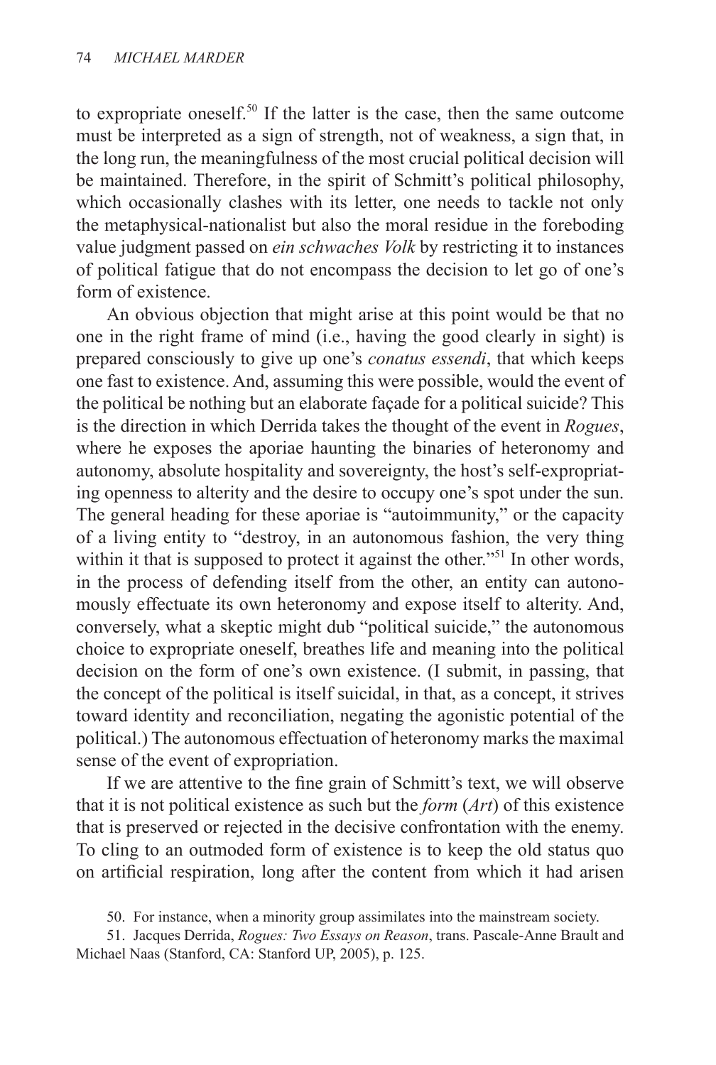to expropriate oneself.[50] If the latter is the case, then the same outcome must be interpreted as a sign of strength, not of weakness, a sign that, in the long run, the meaningfulness of the most crucial political decision will be maintained. Therefore, in the spirit of Schmitt's political philosophy, which occasionally clashes with its letter, one needs to tackle not only the metaphysical-nationalist but also the moral residue in the foreboding value judgment passed on *ein schwaches Volk* by restricting it to instances of political fatigue that do not encompass the decision to let go of one's form of existence.

An obvious objection that might arise at this point would be that no one in the right frame of mind (i.e., having the good clearly in sight) is prepared consciously to give up one's *conatus essendi*, that which keeps one fast to existence. And, assuming this were possible, would the event of the political be nothing but an elaborate façade for a political suicide? This is the direction in which Derrida takes the thought of the event in *Rogues*, where he exposes the aporiae haunting the binaries of heteronomy and autonomy, absolute hospitality and sovereignty, the host's self-expropriating openness to alterity and the desire to occupy one's spot under the sun. The general heading for these aporiae is "autoimmunity," or the capacity of a living entity to "destroy, in an autonomous fashion, the very thing within it that is supposed to protect it against the other."[51] In other words, in the process of defending itself from the other, an entity can autonomously effectuate its own heteronomy and expose itself to alterity. And, conversely, what a skeptic might dub "political suicide," the autonomous choice to expropriate oneself, breathes life and meaning into the political decision on the form of one's own existence. (I submit, in passing, that the concept of the political is itself suicidal, in that, as a concept, it strives toward identity and reconciliation, negating the agonistic potential of the political.) The autonomous effectuation of heteronomy marks the maximal sense of the event of expropriation.

If we are attentive to the fine grain of Schmitt's text, we will observe that it is not political existence as such but the *form* (*Art*) of this existence that is preserved or rejected in the decisive confrontation with the enemy. To cling to an outmoded form of existence is to keep the old status quo on artificial respiration, long after the content from which it had arisen

50. For instance, when a minority group assimilates into the mainstream society.

51. Jacques Derrida, *Rogues: Two Essays on Reason*, trans. Pascale-Anne Brault and Michael Naas (Stanford, CA: Stanford UP, 2005), p. 125.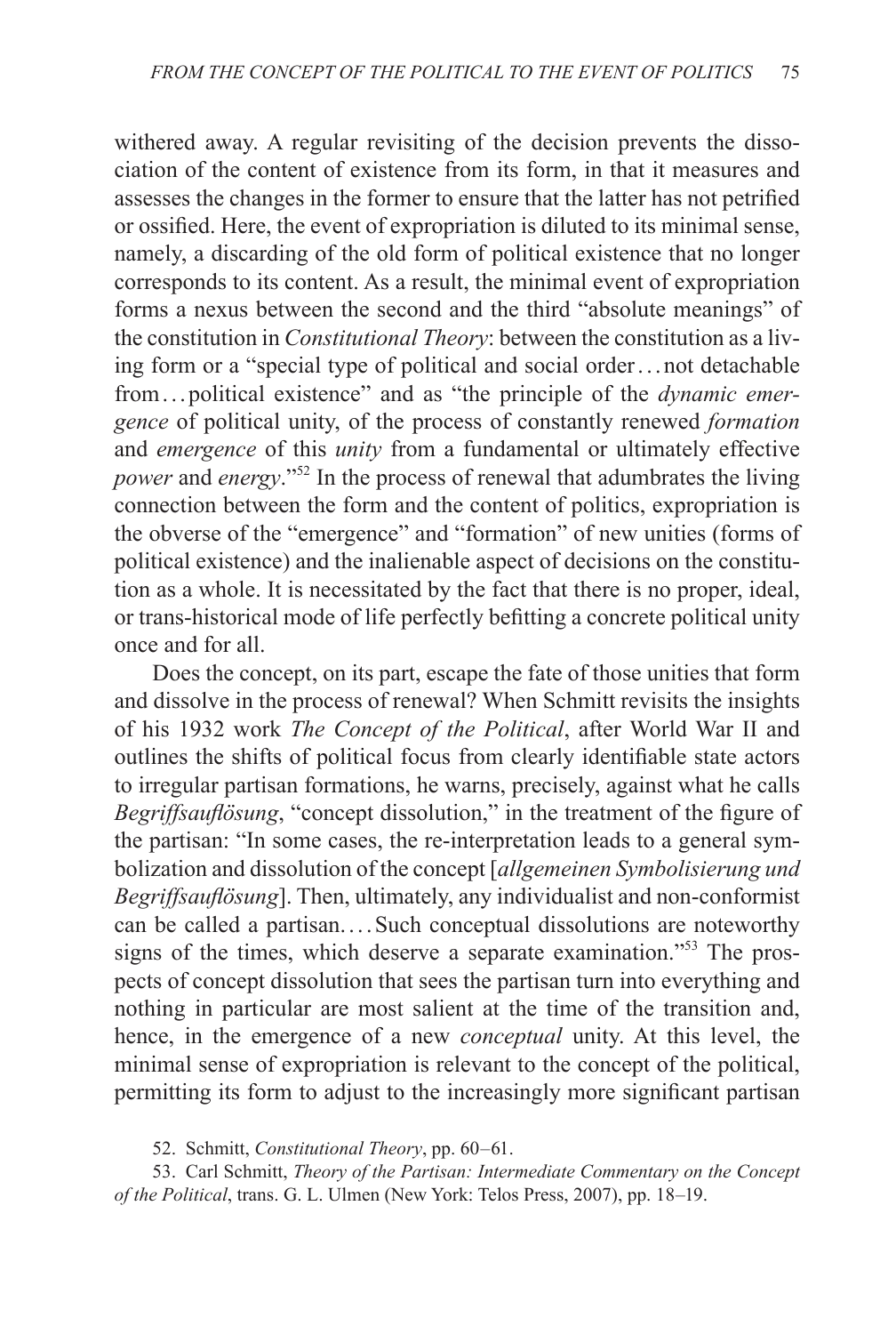withered away. A regular revisiting of the decision prevents the dissociation of the content of existence from its form, in that it measures and assesses the changes in the former to ensure that the latter has not petrified or ossified. Here, the event of expropriation is diluted to its minimal sense, namely, a discarding of the old form of political existence that no longer corresponds to its content. As a result, the minimal event of expropriation forms a nexus between the second and the third "absolute meanings" of the constitution in *Constitutional Theory*: between the constitution as a living form or a "special type of political and social order . . . not detachable from . . . political existence" and as "the principle of the *dynamic emergence* of political unity, of the process of constantly renewed *formation* and *emergence* of this *unity* from a fundamental or ultimately effective *power* and *energy*."[52] In the process of renewal that adumbrates the living connection between the form and the content of politics, expropriation is the obverse of the "emergence" and "formation" of new unities (forms of political existence) and the inalienable aspect of decisions on the constitution as a whole. It is necessitated by the fact that there is no proper, ideal, or trans-historical mode of life perfectly befitting a concrete political unity once and for all.

Does the concept, on its part, escape the fate of those unities that form and dissolve in the process of renewal? When Schmitt revisits the insights of his 1932 work *The Concept of the Political*, after World War II and outlines the shifts of political focus from clearly identifiable state actors to irregular partisan formations, he warns, precisely, against what he calls *Begriffsauflösung*, "concept dissolution," in the treatment of the figure of the partisan: "In some cases, the re-interpretation leads to a general symbolization and dissolution of the concept [*allgemeinen Symbolisierung und Begriffsauflösung*]. Then, ultimately, any individualist and non-conformist can be called a partisan. . . . Such conceptual dissolutions are noteworthy signs of the times, which deserve a separate examination."[53] The prospects of concept dissolution that sees the partisan turn into everything and nothing in particular are most salient at the time of the transition and, hence, in the emergence of a new *conceptual* unity. At this level, the minimal sense of expropriation is relevant to the concept of the political, permitting its form to adjust to the increasingly more significant partisan

52. Schmitt, *Constitutional Theory*, pp. 60–61.

53. Carl Schmitt, *Theory of the Partisan: Intermediate Commentary on the Concept of the Political*, trans. G. L. Ulmen (New York: Telos Press, 2007), pp. 18–19.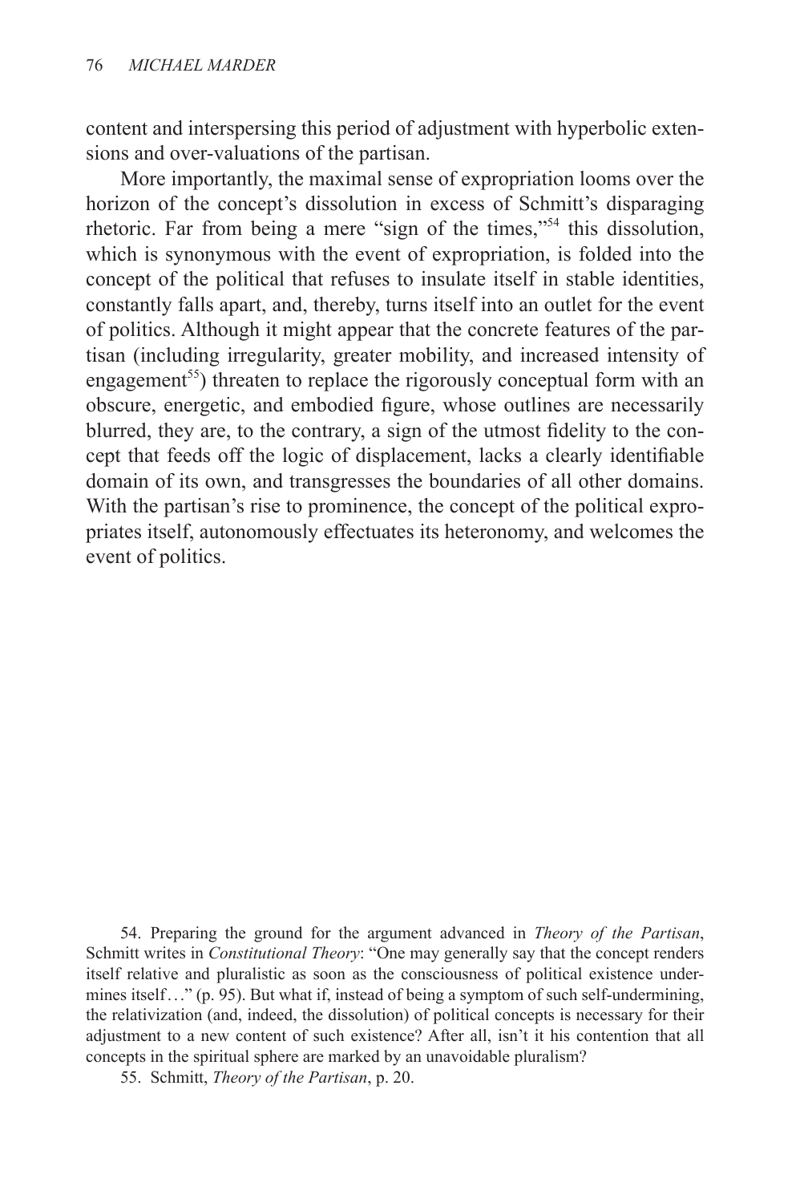content and interspersing this period of adjustment with hyperbolic extensions and over-valuations of the partisan.

More importantly, the maximal sense of expropriation looms over the horizon of the concept's dissolution in excess of Schmitt's disparaging rhetoric. Far from being a mere "sign of the times,"[54] this dissolution, which is synonymous with the event of expropriation, is folded into the concept of the political that refuses to insulate itself in stable identities, constantly falls apart, and, thereby, turns itself into an outlet for the event of politics. Although it might appear that the concrete features of the partisan (including irregularity, greater mobility, and increased intensity of engagement[55]) threaten to replace the rigorously conceptual form with an obscure, energetic, and embodied figure, whose outlines are necessarily blurred, they are, to the contrary, a sign of the utmost fidelity to the concept that feeds off the logic of displacement, lacks a clearly identifiable domain of its own, and transgresses the boundaries of all other domains. With the partisan's rise to prominence, the concept of the political expropriates itself, autonomously effectuates its heteronomy, and welcomes the event of politics.

54. Preparing the ground for the argument advanced in *Theory of the Partisan*, Schmitt writes in *Constitutional Theory*: "One may generally say that the concept renders itself relative and pluralistic as soon as the consciousness of political existence undermines itself…" (p. 95). But what if, instead of being a symptom of such self-undermining, the relativization (and, indeed, the dissolution) of political concepts is necessary for their adjustment to a new content of such existence? After all, isn't it his contention that all concepts in the spiritual sphere are marked by an unavoidable pluralism?

55. Schmitt, *Theory of the Partisan*, p. 20.